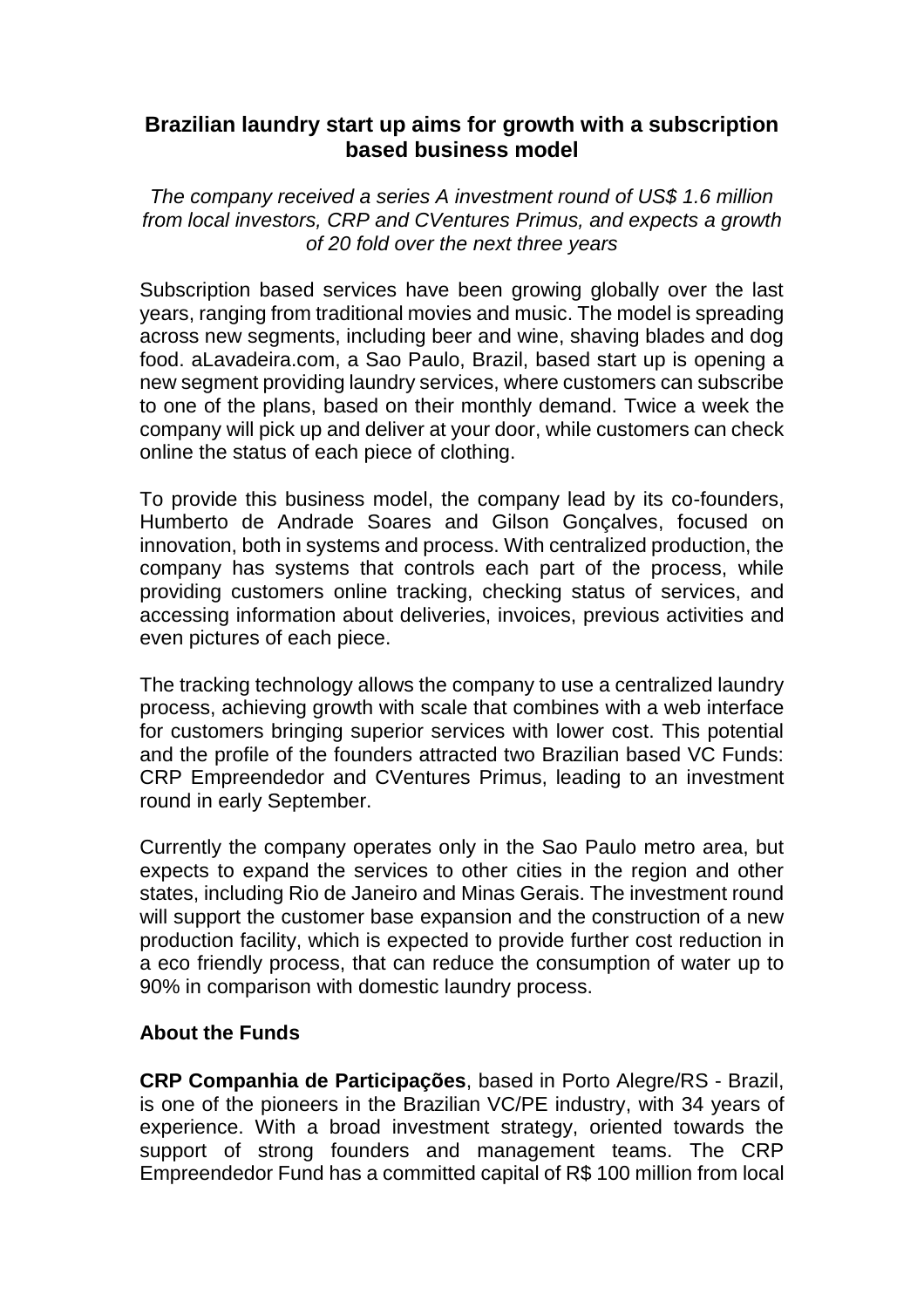# Brazilian laundry start up aims for growth with a subscription based business model

*The company received a series A investment round of US$ 1.6 million from local investors, CRP and CVentures Primus, and expects a growth of 20 fold over the next three years*

Subscription based services have been growing globally over the last years, ranging from traditional movies and music. The model is spreading across new segments, including beer and wine, shaving blades and dog food. aLavadeira.com, a Sao Paulo, Brazil, based start up is opening a new segment providing laundry services, where customers can subscribe to one of the plans, based on their monthly demand. Twice a week the company will pick up and deliver at your door, while customers can check online the status of each piece of clothing.

To provide this business model, the company lead by its co-founders, Humberto de Andrade Soares and Gilson Gonçalves, focused on innovation, both in systems and process. With centralized production, the company has systems that controls each part of the process, while providing customers online tracking, checking status of services, and accessing information about deliveries, invoices, previous activities and even pictures of each piece.

The tracking technology allows the company to use a centralized laundry process, achieving growth with scale that combines with a web interface for customers bringing superior services with lower cost. This potential and the profile of the founders attracted two Brazilian based VC Funds: CRP Empreendedor and CVentures Primus, leading to an investment round in early September.

Currently the company operates only in the Sao Paulo metro area, but expects to expand the services to other cities in the region and other states, including Rio de Janeiro and Minas Gerais. The investment round will support the customer base expansion and the construction of a new production facility, which is expected to provide further cost reduction in a eco friendly process, that can reduce the consumption of water up to 90% in comparison with domestic laundry process.

## About the Funds

**CRP Companhia de Participações**, based in Porto Alegre/RS - Brazil, is one of the pioneers in the Brazilian VC/PE industry, with 34 years of experience. With a broad investment strategy, oriented towards the support of strong founders and management teams. The CRP Empreendedor Fund has a committed capital of R$ 100 million from local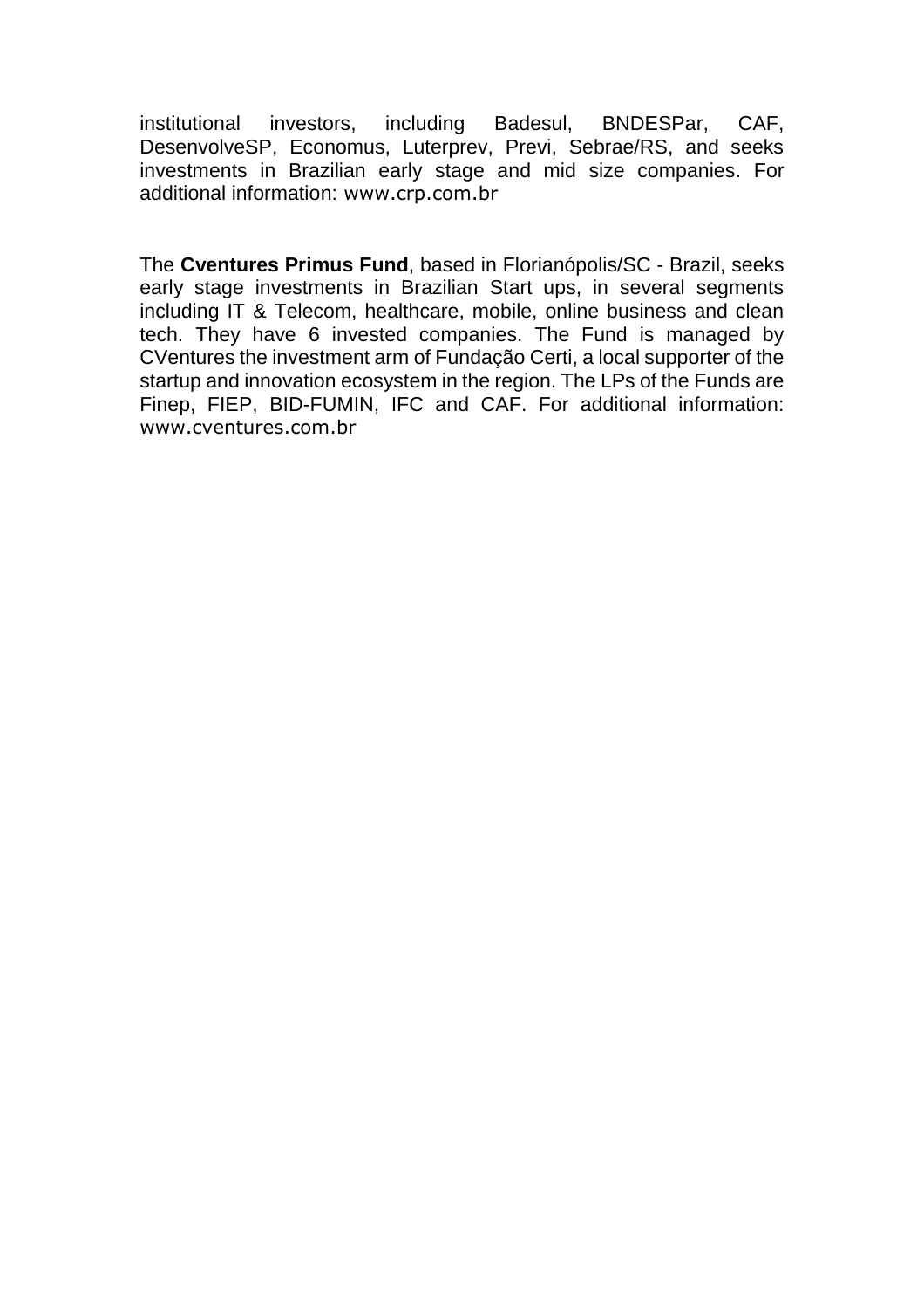institutional investors, including Badesul, BNDESPar, CAF, DesenvolveSP, Economus, Luterprev, Previ, Sebrae/RS, and seeks investments in Brazilian early stage and mid size companies. For additional information: www.crp.com.br

The **Cventures Primus Fund**, based in Florianópolis/SC - Brazil, seeks early stage investments in Brazilian Start ups, in several segments including IT & Telecom, healthcare, mobile, online business and clean tech. They have 6 invested companies. The Fund is managed by CVentures the investment arm of Fundação Certi, a local supporter of the startup and innovation ecosystem in the region. The LPs of the Funds are Finep, FIEP, BID-FUMIN, IFC and CAF. For additional information: www.cventures.com.br